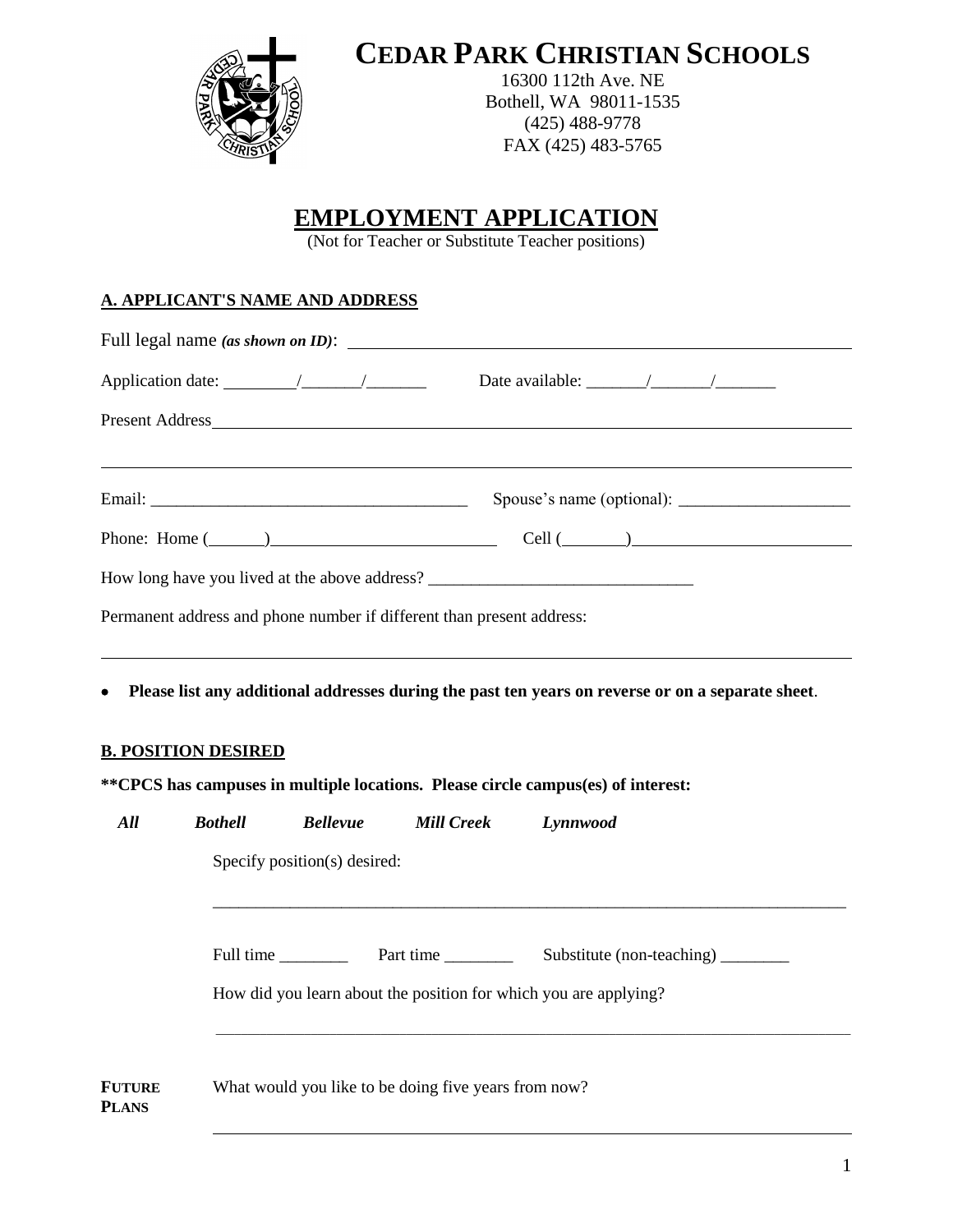# CEDAR PARK CHRISTIAN SCHOOLS

16300 112th Ave. NE
Bothell, WA 98011-1535
(425) 488-9778
FAX (425) 483-5765

## EMPLOYMENT APPLICATION

(Not for Teacher or Substitute Teacher positions)

### A. APPLICANT'S NAME AND ADDRESS

Full legal name *(as shown on ID)*: ______________________________

Application date: ________/_______/_______ Date available: _______/_______/_______

Present Address ______________________________

______________________________

Email: ______________________________ Spouse's name (optional): ____________________

Phone: Home (______) ____________________ Cell (_______) ____________________

How long have you lived at the above address? ______________________________

Permanent address and phone number if different than present address:

______________________________

- **Please list any additional addresses during the past ten years on reverse or on a separate sheet**.

### B. POSITION DESIRED

**\*\*CPCS has campuses in multiple locations. Please circle campus(es) of interest:**

***All*** ***Bothell*** ***Bellevue*** ***Mill Creek*** ***Lynnwood***

Specify position(s) desired:

______________________________

Full time ________ Part time ________ Substitute (non-teaching) ________

How did you learn about the position for which you are applying?

______________________________

**FUTURE PLANS** What would you like to be doing five years from now?

______________________________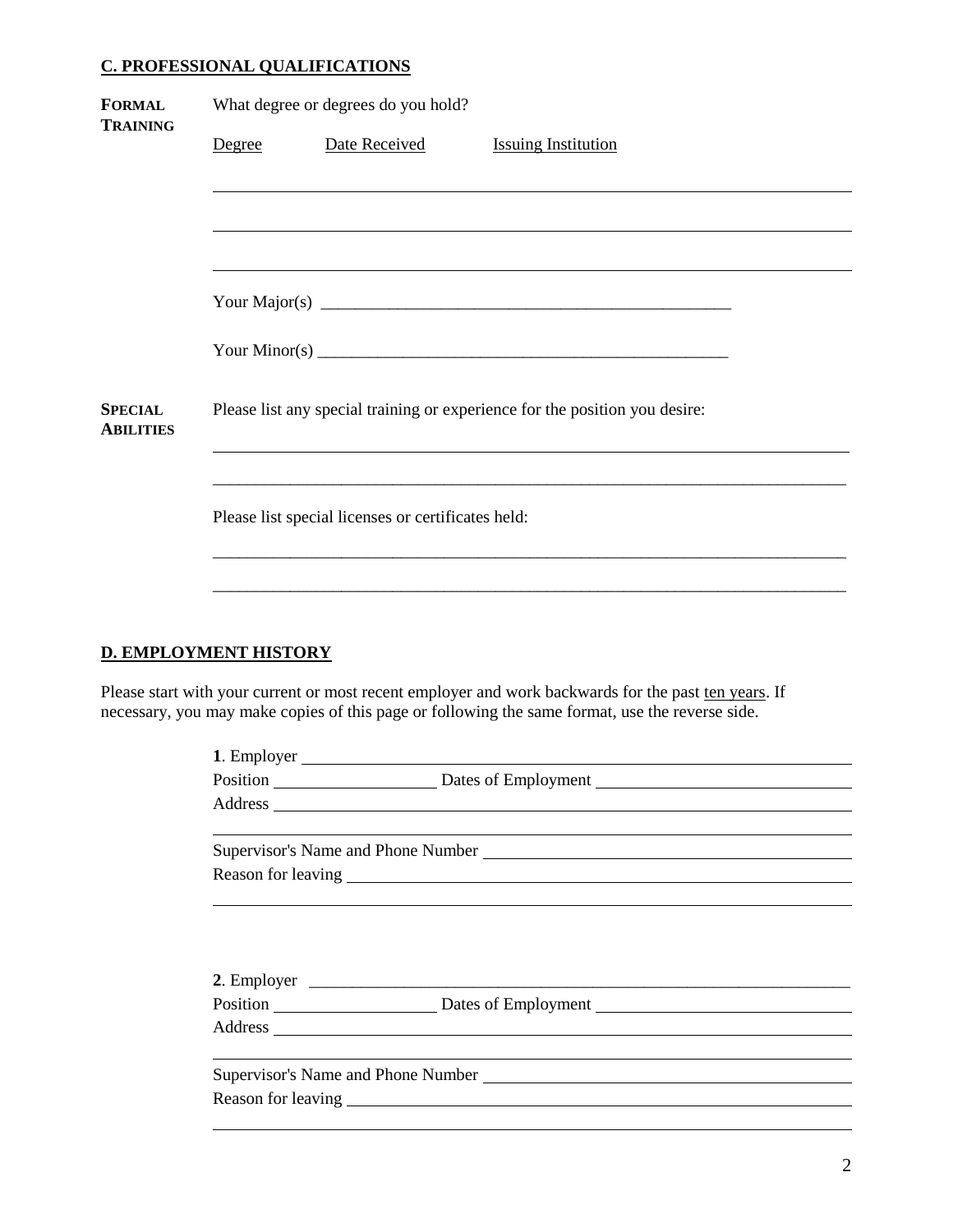## C. PROFESSIONAL QUALIFICATIONS

**FORMAL TRAINING**

What degree or degrees do you hold?

| Degree | Date Received | Issuing Institution |
|---|---|---|
| | | |
| | | |
| | | |

Your Major(s) ___________________________________________________

Your Minor(s) ___________________________________________________

**SPECIAL ABILITIES**

Please list any special training or experience for the position you desire:

_____________________________________________________________________________

_____________________________________________________________________________

Please list special licenses or certificates held:

_____________________________________________________________________________

_____________________________________________________________________________

## D. EMPLOYMENT HISTORY

Please start with your current or most recent employer and work backwards for the past ten years. If necessary, you may make copies of this page or following the same format, use the reverse side.

**1**. Employer _____________________________________________________________

Position ____________________ Dates of Employment ______________________________

Address _______________________________________________________________

_______________________________________________________________________

Supervisor's Name and Phone Number ___________________________________________

Reason for leaving _________________________________________________________

_______________________________________________________________________

**2**. Employer _____________________________________________________________

Position ____________________ Dates of Employment ______________________________

Address _______________________________________________________________

_______________________________________________________________________

Supervisor's Name and Phone Number ___________________________________________

Reason for leaving _________________________________________________________

_______________________________________________________________________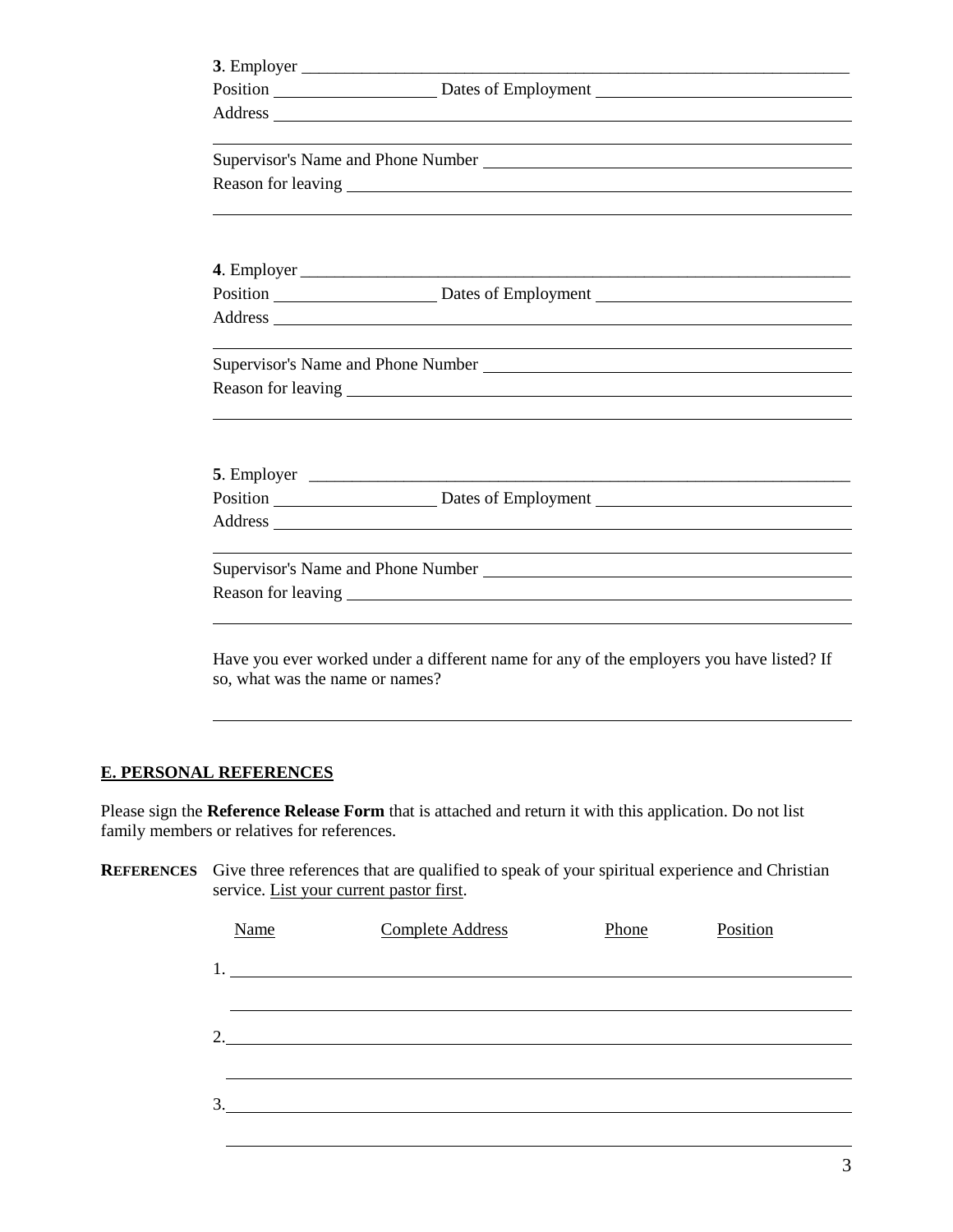**3**. Employer ______________________________________________________________

Position ____________________ Dates of Employment ______________________________

Address ______________________________________________________________________

______________________________________________________________________________

Supervisor's Name and Phone Number _____________________________________________

Reason for leaving ______________________________________________________________

______________________________________________________________________________

**4**. Employer ______________________________________________________________

Position ____________________ Dates of Employment ______________________________

Address ______________________________________________________________________

______________________________________________________________________________

Supervisor's Name and Phone Number _____________________________________________

Reason for leaving ______________________________________________________________

______________________________________________________________________________

**5**. Employer ______________________________________________________________

Position ____________________ Dates of Employment ______________________________

Address ______________________________________________________________________

______________________________________________________________________________

Supervisor's Name and Phone Number _____________________________________________

Reason for leaving ______________________________________________________________

______________________________________________________________________________

Have you ever worked under a different name for any of the employers you have listed? If so, what was the name or names?

______________________________________________________________________________

## E. PERSONAL REFERENCES

Please sign the **Reference Release Form** that is attached and return it with this application. Do not list family members or relatives for references.

**REFERENCES** Give three references that are qualified to speak of your spiritual experience and Christian service. List your current pastor first.

| Name | Complete Address | Phone | Position |
|---|---|---|---|
| 1. | | | |
| 2. | | | |
| 3. | | | |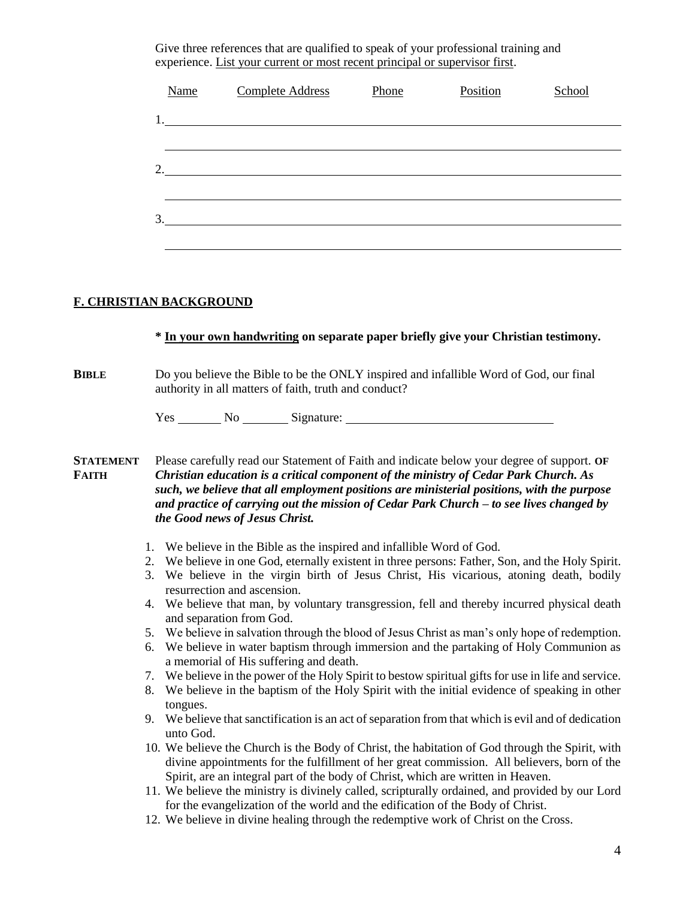Give three references that are qualified to speak of your professional training and experience. List your current or most recent principal or supervisor first.

| Name | Complete Address | Phone | Position | School |
|---|---|---|---|---|
| 1. | | | | |
| | | | | |
| 2. | | | | |
| | | | | |
| 3. | | | | |
| | | | | |

## F. CHRISTIAN BACKGROUND

**\* In your own handwriting on separate paper briefly give your Christian testimony.**

**BIBLE** Do you believe the Bible to be the ONLY inspired and infallible Word of God, our final authority in all matters of faith, truth and conduct?

Yes ________ No ________ Signature: ________________________________

**STATEMENT OF FAITH** Please carefully read our Statement of Faith and indicate below your degree of support. ***Christian education is a critical component of the ministry of Cedar Park Church. As such, we believe that all employment positions are ministerial positions, with the purpose and practice of carrying out the mission of Cedar Park Church – to see lives changed by the Good news of Jesus Christ.***

1. We believe in the Bible as the inspired and infallible Word of God.
2. We believe in one God, eternally existent in three persons: Father, Son, and the Holy Spirit.
3. We believe in the virgin birth of Jesus Christ, His vicarious, atoning death, bodily resurrection and ascension.
4. We believe that man, by voluntary transgression, fell and thereby incurred physical death and separation from God.
5. We believe in salvation through the blood of Jesus Christ as man's only hope of redemption.
6. We believe in water baptism through immersion and the partaking of Holy Communion as a memorial of His suffering and death.
7. We believe in the power of the Holy Spirit to bestow spiritual gifts for use in life and service.
8. We believe in the baptism of the Holy Spirit with the initial evidence of speaking in other tongues.
9. We believe that sanctification is an act of separation from that which is evil and of dedication unto God.
10. We believe the Church is the Body of Christ, the habitation of God through the Spirit, with divine appointments for the fulfillment of her great commission. All believers, born of the Spirit, are an integral part of the body of Christ, which are written in Heaven.
11. We believe the ministry is divinely called, scripturally ordained, and provided by our Lord for the evangelization of the world and the edification of the Body of Christ.
12. We believe in divine healing through the redemptive work of Christ on the Cross.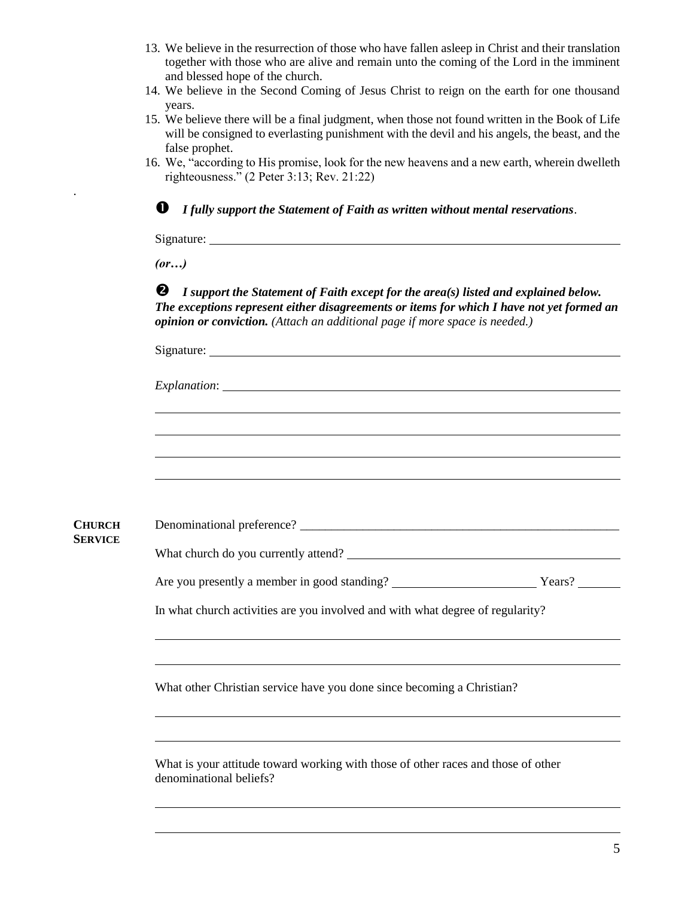13. We believe in the resurrection of those who have fallen asleep in Christ and their translation together with those who are alive and remain unto the coming of the Lord in the imminent and blessed hope of the church.
14. We believe in the Second Coming of Jesus Christ to reign on the earth for one thousand years.
15. We believe there will be a final judgment, when those not found written in the Book of Life will be consigned to everlasting punishment with the devil and his angels, the beast, and the false prophet.
16. We, "according to His promise, look for the new heavens and a new earth, wherein dwelleth righteousness." (2 Peter 3:13; Rev. 21:22)

.

❶ ***I fully support the Statement of Faith as written without mental reservations***.

Signature: ______________________________________________

***(or…)***

❷ ***I support the Statement of Faith except for the area(s) listed and explained below. The exceptions represent either disagreements or items for which I have not yet formed an opinion or conviction.*** *(Attach an additional page if more space is needed.)*

Signature: ______________________________________________

*Explanation*: ______________________________________________

______________________________________________

______________________________________________

______________________________________________

______________________________________________

**CHURCH SERVICE**

Denominational preference? ______________________________________________

What church do you currently attend? ______________________________________________

Are you presently a member in good standing? ________________________ Years? ________

In what church activities are you involved and with what degree of regularity?

______________________________________________

______________________________________________

What other Christian service have you done since becoming a Christian?

______________________________________________

______________________________________________

What is your attitude toward working with those of other races and those of other denominational beliefs?

______________________________________________

______________________________________________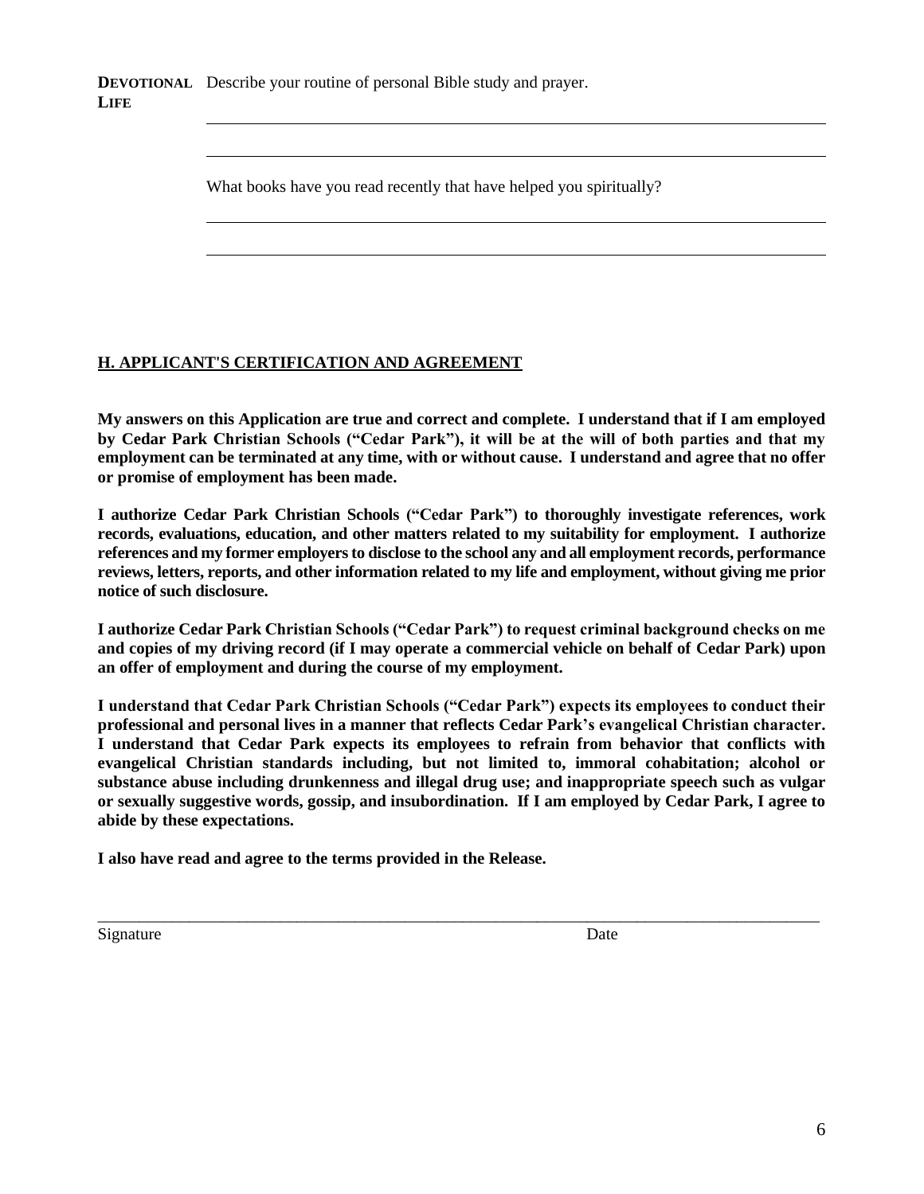**DEVOTIONAL LIFE** Describe your routine of personal Bible study and prayer.

______________________________________________________________________

______________________________________________________________________

What books have you read recently that have helped you spiritually?

______________________________________________________________________

______________________________________________________________________

## H. APPLICANT'S CERTIFICATION AND AGREEMENT

**My answers on this Application are true and correct and complete. I understand that if I am employed by Cedar Park Christian Schools ("Cedar Park"), it will be at the will of both parties and that my employment can be terminated at any time, with or without cause. I understand and agree that no offer or promise of employment has been made.**

**I authorize Cedar Park Christian Schools ("Cedar Park") to thoroughly investigate references, work records, evaluations, education, and other matters related to my suitability for employment. I authorize references and my former employers to disclose to the school any and all employment records, performance reviews, letters, reports, and other information related to my life and employment, without giving me prior notice of such disclosure.**

**I authorize Cedar Park Christian Schools ("Cedar Park") to request criminal background checks on me and copies of my driving record (if I may operate a commercial vehicle on behalf of Cedar Park) upon an offer of employment and during the course of my employment.**

**I understand that Cedar Park Christian Schools ("Cedar Park") expects its employees to conduct their professional and personal lives in a manner that reflects Cedar Park's evangelical Christian character. I understand that Cedar Park expects its employees to refrain from behavior that conflicts with evangelical Christian standards including, but not limited to, immoral cohabitation; alcohol or substance abuse including drunkenness and illegal drug use; and inappropriate speech such as vulgar or sexually suggestive words, gossip, and insubordination. If I am employed by Cedar Park, I agree to abide by these expectations.**

**I also have read and agree to the terms provided in the Release.**

______________________________________________________________________

Signature Date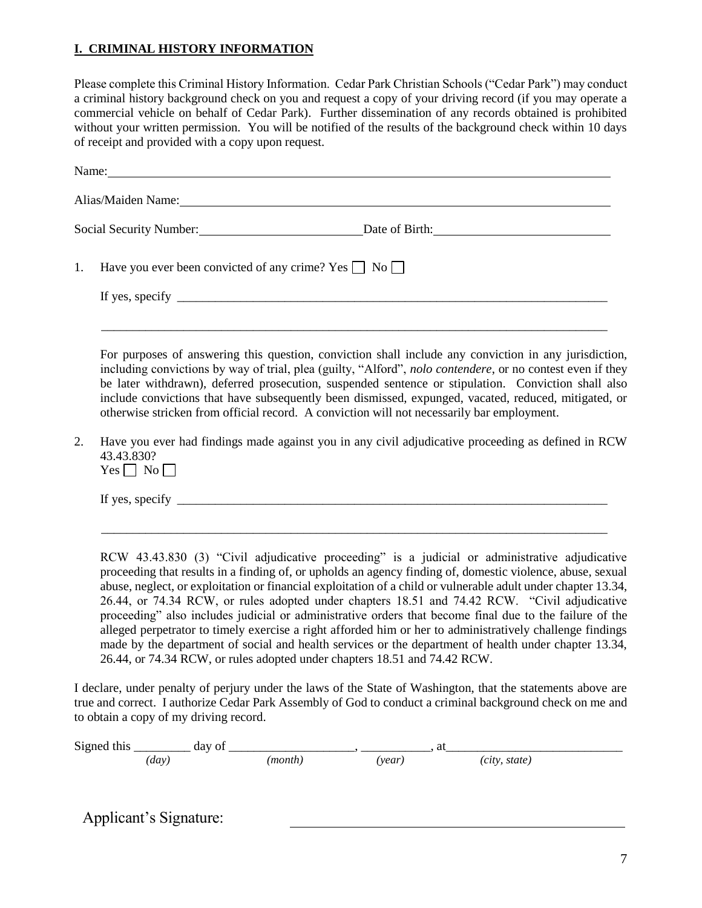## I. CRIMINAL HISTORY INFORMATION

Please complete this Criminal History Information. Cedar Park Christian Schools ("Cedar Park") may conduct a criminal history background check on you and request a copy of your driving record (if you may operate a commercial vehicle on behalf of Cedar Park). Further dissemination of any records obtained is prohibited without your written permission. You will be notified of the results of the background check within 10 days of receipt and provided with a copy upon request.

Name: ______________________________________________________________________

Alias/Maiden Name: __________________________________________________________

Social Security Number: __________________________ Date of Birth: ___________________________

1. Have you ever been convicted of any crime? Yes ☐ No ☐

   If yes, specify ____________________________________________________________________

   ______________________________________________________________________________

   For purposes of answering this question, conviction shall include any conviction in any jurisdiction, including convictions by way of trial, plea (guilty, "Alford", *nolo contendere*, or no contest even if they be later withdrawn), deferred prosecution, suspended sentence or stipulation. Conviction shall also include convictions that have subsequently been dismissed, expunged, vacated, reduced, mitigated, or otherwise stricken from official record. A conviction will not necessarily bar employment.

2. Have you ever had findings made against you in any civil adjudicative proceeding as defined in RCW 43.43.830?
   Yes ☐ No ☐

   If yes, specify ____________________________________________________________________

   ______________________________________________________________________________

   RCW 43.43.830 (3) "Civil adjudicative proceeding" is a judicial or administrative adjudicative proceeding that results in a finding of, or upholds an agency finding of, domestic violence, abuse, sexual abuse, neglect, or exploitation or financial exploitation of a child or vulnerable adult under chapter 13.34, 26.44, or 74.34 RCW, or rules adopted under chapters 18.51 and 74.42 RCW. "Civil adjudicative proceeding" also includes judicial or administrative orders that become final due to the failure of the alleged perpetrator to timely exercise a right afforded him or her to administratively challenge findings made by the department of social and health services or the department of health under chapter 13.34, 26.44, or 74.34 RCW, or rules adopted under chapters 18.51 and 74.42 RCW.

I declare, under penalty of perjury under the laws of the State of Washington, that the statements above are true and correct. I authorize Cedar Park Assembly of God to conduct a criminal background check on me and to obtain a copy of my driving record.

Signed this _________ day of ____________________, ___________, at_____________________________
*(day)* *(month)* *(year)* *(city, state)*

Applicant's Signature: _____________________________________________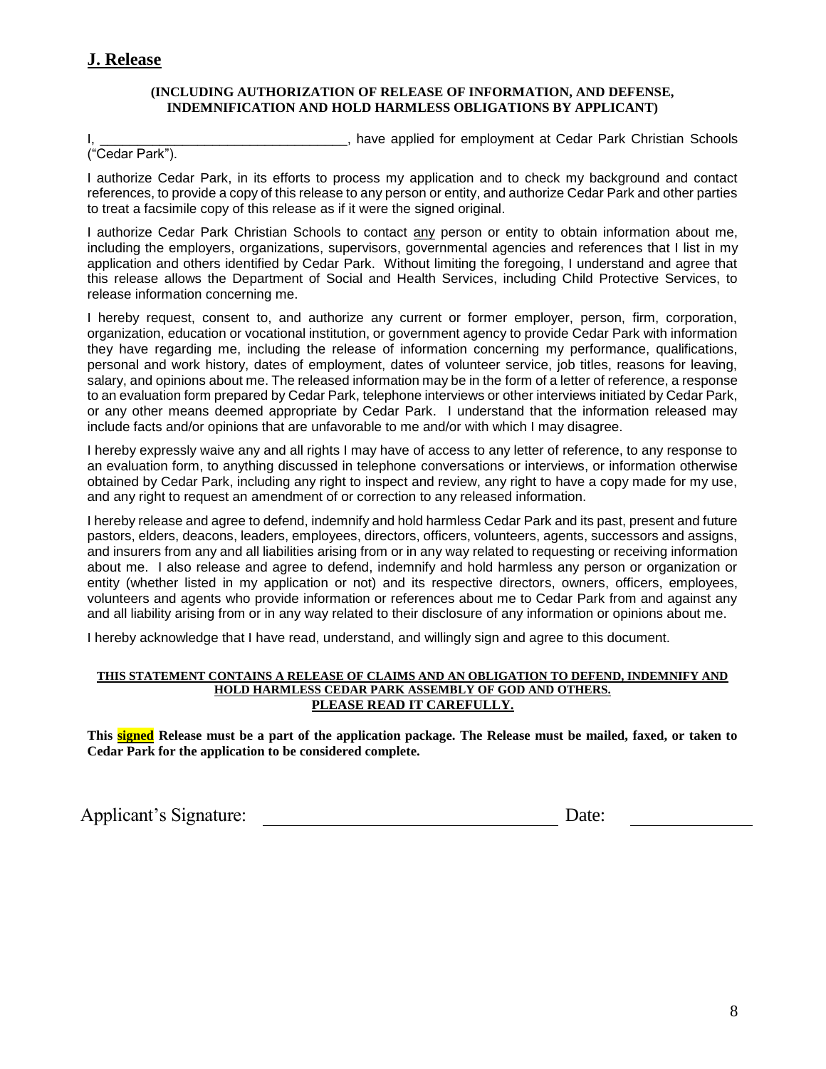## J. Release

**(INCLUDING AUTHORIZATION OF RELEASE OF INFORMATION, AND DEFENSE, INDEMNIFICATION AND HOLD HARMLESS OBLIGATIONS BY APPLICANT)**

I, ________________________________, have applied for employment at Cedar Park Christian Schools ("Cedar Park").

I authorize Cedar Park, in its efforts to process my application and to check my background and contact references, to provide a copy of this release to any person or entity, and authorize Cedar Park and other parties to treat a facsimile copy of this release as if it were the signed original.

I authorize Cedar Park Christian Schools to contact <u>any</u> person or entity to obtain information about me, including the employers, organizations, supervisors, governmental agencies and references that I list in my application and others identified by Cedar Park. Without limiting the foregoing, I understand and agree that this release allows the Department of Social and Health Services, including Child Protective Services, to release information concerning me.

I hereby request, consent to, and authorize any current or former employer, person, firm, corporation, organization, education or vocational institution, or government agency to provide Cedar Park with information they have regarding me, including the release of information concerning my performance, qualifications, personal and work history, dates of employment, dates of volunteer service, job titles, reasons for leaving, salary, and opinions about me. The released information may be in the form of a letter of reference, a response to an evaluation form prepared by Cedar Park, telephone interviews or other interviews initiated by Cedar Park, or any other means deemed appropriate by Cedar Park. I understand that the information released may include facts and/or opinions that are unfavorable to me and/or with which I may disagree.

I hereby expressly waive any and all rights I may have of access to any letter of reference, to any response to an evaluation form, to anything discussed in telephone conversations or interviews, or information otherwise obtained by Cedar Park, including any right to inspect and review, any right to have a copy made for my use, and any right to request an amendment of or correction to any released information.

I hereby release and agree to defend, indemnify and hold harmless Cedar Park and its past, present and future pastors, elders, deacons, leaders, employees, directors, officers, volunteers, agents, successors and assigns, and insurers from any and all liabilities arising from or in any way related to requesting or receiving information about me. I also release and agree to defend, indemnify and hold harmless any person or organization or entity (whether listed in my application or not) and its respective directors, owners, officers, employees, volunteers and agents who provide information or references about me to Cedar Park from and against any and all liability arising from or in any way related to their disclosure of any information or opinions about me.

I hereby acknowledge that I have read, understand, and willingly sign and agree to this document.

**<u>THIS STATEMENT CONTAINS A RELEASE OF CLAIMS AND AN OBLIGATION TO DEFEND, INDEMNIFY AND HOLD HARMLESS CEDAR PARK ASSEMBLY OF GOD AND OTHERS.</u>**

**<u>PLEASE READ IT CAREFULLY.</u>**

**This <u>signed</u> Release must be a part of the application package. The Release must be mailed, faxed, or taken to Cedar Park for the application to be considered complete.**

Applicant's Signature: ________________________________ Date: ______________